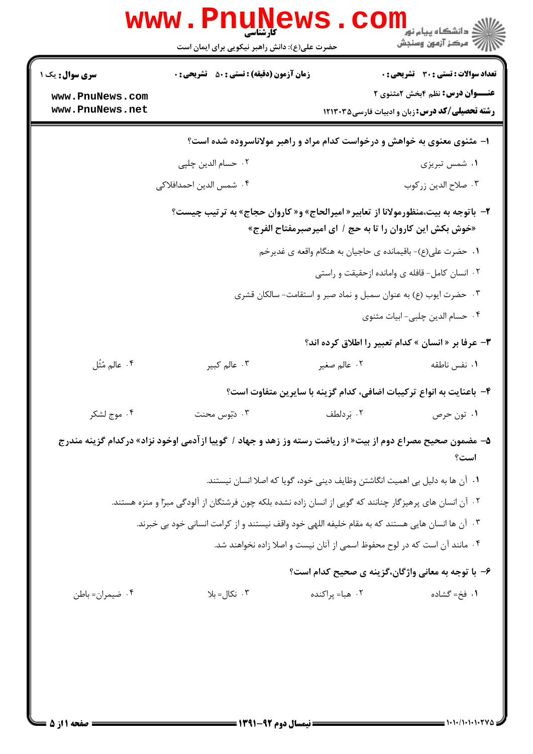**سری سوال:** یک ۱

**زمان آزمون (دقیقه) : تستی : ۵۰ تشریحی : ۰**

**تعداد سوالات : تستی : ۳۰ تشریحی : ۰**

**عنـــوان درس:** نظم ۴بخش ۲مثنوی ۲

**رشته تحصیلی/کد درس:** زبان و ادبیات فارسی۱۲۱۳۰۳۵

**۱- مثنوی معنوی به خواهش و درخواست کدام مراد و راهبر مولاناسروده شده است؟**

۱. شمس تبریزی

۲. حسام الدین چلپی

۳. صلاح الدین زرکوب

۴. شمس الدین احمدافلاکی

**۲- باتوجه به بیت،منظورمولانا از تعابیر« امیرالحاج» و« کاروان حجاج» به ترتیب چیست؟**

**«خوش بکش این کاروان را تا به حج / ای امیرصبرمفتاح الفرج»**

۱. حضرت علی(ع)- باقیمانده ی حاجیان به هنگام واقعه ی غدیرخم

۲. انسان کامل- قافله ی وامانده ازحقیقت و راستی

۳. حضرت ایوب (ع) به عنوان سمبل و نماد صبر و استقامت- سالکان قشری

۴. حسام الدین چلبی- ابیات مثنوی

**۳- عرفا بر « انسان » کدام تعبیر را اطلاق کرده اند؟**

۱. نفس ناطقه

۲. عالم صغیر

۳. عالم کبیر

۴. عالم مُثُل

**۴- باعنایت به انواع ترکیبات اضافی، کدام گزینه با سایرین متفاوت است؟**

۱. تون حرص

۲. بَردلطف

۳. دبّوس محنت

۴. موج لشکر

**۵- مضمون صحیح مصراع دوم از بیت« از ریاضت رسته وز زهد و جهاد / گوییا ازآدمی اوخود نزاد» درکدام گزینه مندرج است؟**

۱. آن ها به دلیل بی اهمیت انگاشتن وظایف دینی خود، گویا که اصلا انسان نیستند.

۲. آن انسان های پرهیزگار چنانند که گویی از انسان زاده نشده بلکه چون فرشتگان از آلودگی مبرّا و منزه هستند.

۳. آن ها انسان هایی هستند که به مقام خلیفه اللهی خود واقف نیستند و از کرامت انسانی خود بی خبرند.

۴. مانند آن است که در لوح محفوظ اسمی از آنان نیست و اصلا زاده نخواهند شد.

**۶- با توجه به معانی واژگان،گزینه ی صحیح کدام است؟**

۱. فخ= گشاده

۲. هبا= پراکنده

۳. نکال= بلا

۴. ضیمران= باطن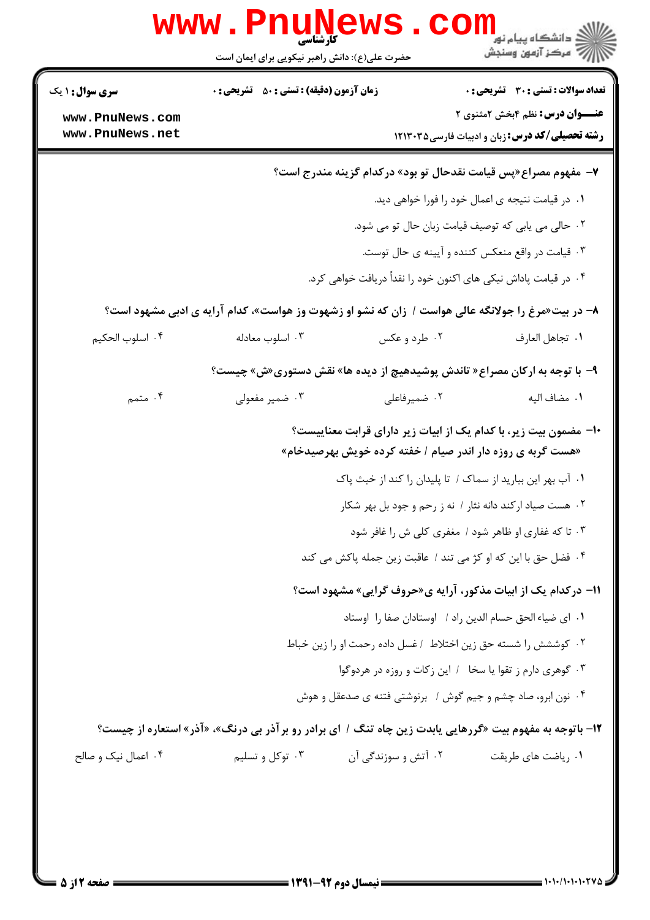**سری سوال:** ۱ یک | **زمان آزمون (دقیقه) : تستی :** ۵۰ **تشریحی :** ۰ | **تعداد سوالات : تستی :** ۳۰ **تشریحی :** ۰

**عنـــوان درس:** نظم ۴بخش ۲مثنوی ۲

**رشته تحصیلی/کد درس:** زبان و ادبیات فارسی ۱۲۱۳۰۳۵

**۷- مفهوم مصراع«پس قیامت نقدحال تو بود» درکدام گزینه مندرج است؟**

۱. در قیامت نتیجه ی اعمال خود را فورا خواهی دید.

۲. حالی می یابی که توصیف قیامت زبان حال تو می شود.

۳. قیامت در واقع منعکس کننده و آیینه ی حال توست.

۴. در قیامت پاداش نیکی های اکنون خود را نقداً دریافت خواهی کرد.

**۸- در بیت«مرغ را جولانگه عالی هواست / زان که نشو او زشهوت وز هواست»، کدام آرایه ی ادبی مشهود است؟**

۱. تجاهل العارف ۲. طرد و عکس ۳. اسلوب معادله ۴. اسلوب الحکیم

**۹- با توجه به ارکان مصراع« تاندش پوشیدهیچ از دیده ها» نقش دستوری«ش» چیست؟**

۱. مضاف الیه ۲. ضمیرفاعلی ۳. ضمیر مفعولی ۴. متمم

**۱۰- مضمون بیت زیر، با کدام یک از ابیات زیر دارای قرابت معناییست؟**

**«هست گربه ی روزه دار اندر صیام / خفته کرده خویش بهرصیدخام»**

۱. آب بهر این ببارید از سماک / تا پلیدان را کند از خبث پاک

۲. هست صیاد ارکند دانه نثار / نه ز رحم و جود بل بهر شکار

۳. تا که غفاری او ظاهر شود / مغفری کلی ش را غافر شود

۴. فضل حق با این که او کژ می تند / عاقبت زین جمله پاکش می کند

**۱۱- درکدام یک از ابیات مذکور، آرایه ی«حروف گرایی» مشهود است؟**

۱. ای ضیاء الحق حسام الدین راد / اوستادان صفا را اوستاد

۲. کوششش را شسته حق زین اختلاط / غسل داده رحمت او را زین خباط

۳. گوهری دارم ز تقوا یا سخا / این زکات و روزه در هردوگوا

۴. نون ابرو، صاد چشم و جیم گوش / برنوشتی فتنه ی صدعقل و هوش

**۱۲- باتوجه به مفهوم بیت «گررهایی بایدت زین چاه تنگ / ای برادر رو برآذر بی درنگ»، «آذر» استعاره از چیست؟**

۱. ریاضت های طریقت ۲. آتش و سوزندگی آن ۳. توکل و تسلیم ۴. اعمال نیک و صالح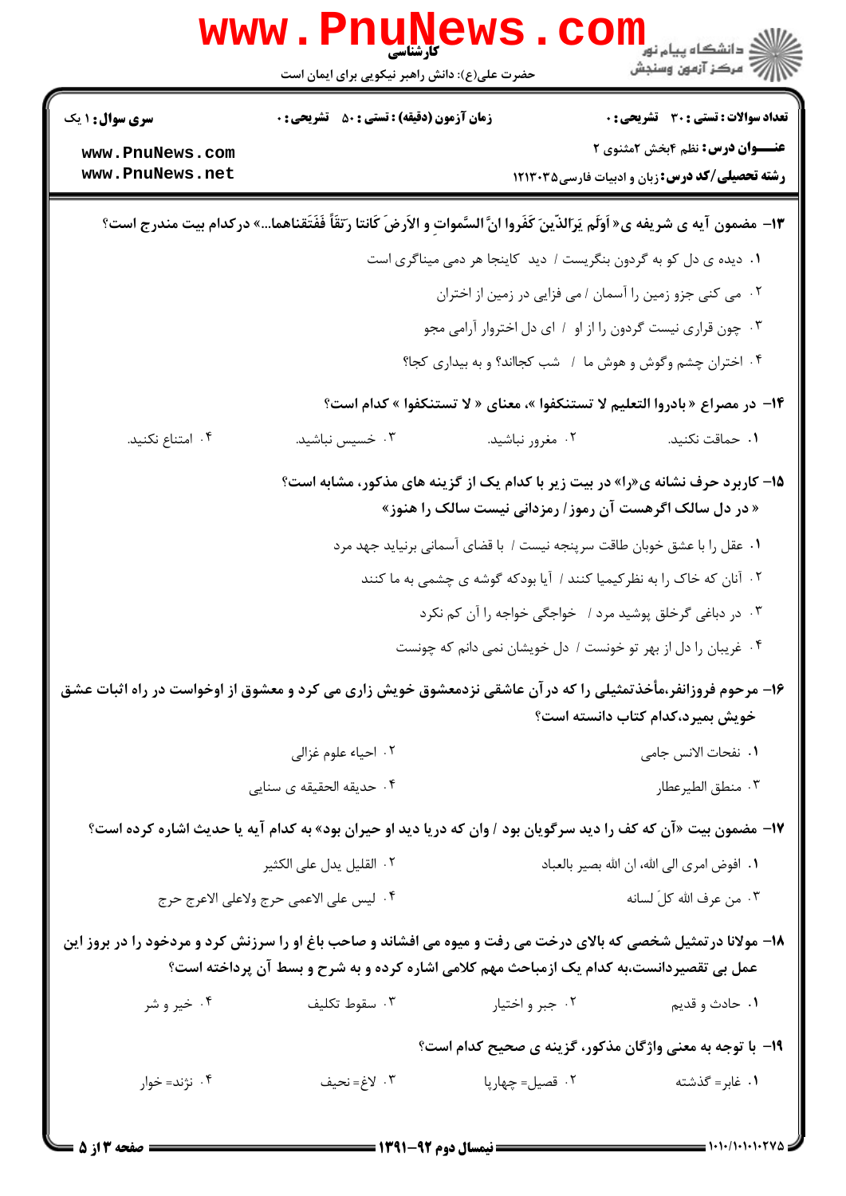**سری سؤال:** ۱ یک | **زمان آزمون (دقیقه) : تستی :** ۵۰ **تشریحی :** ۰ | **تعداد سوالات : تستی :** ۳۰ **تشریحی :** ۰

**عنـــوان درس:** نظم ۴بخش ۲مثنوی ۲

**رشته تحصیلی/کد درس:** زبان و ادبیات فارسی ۱۲۱۳۰۳۵

۱۳- مضمون آیه ی شریفه ی« اَوَلَم یَرَالذّینَ کَفَروا انَّ السَّموات و الاَرضَ کَانتا رَتقاً فَفَتَقناهما...» درکدام بیت مندرج است؟

۱. دیده ی دل کو به گردون بنگریست / دید کاینجا هر دمی میناگری است

۲. می کنی جزو زمین را آسمان / می فزایی در زمین از اختران

۳. چون قراری نیست گردون را از او / ای دل اختروار آرامی مجو

۴. اختران چشم وگوش و هوش ما / شب کجااند؟ و به بیداری کجا؟

۱۴- در مصراع « بادروا التعلیم لا تستنکفوا »، معنای « لا تستنکفوا » کدام است؟

۱. حماقت نکنید. ۲. مغرور نباشید. ۳. خسیس نباشید. ۴. امتناع نکنید.

۱۵- کاربرد حرف نشانه ی«را» در بیت زیر با کدام یک از گزینه های مذکور، مشابه است؟

« در دل سالک اگرهست آن رموز / رمزدانی نیست سالک را هنوز»

۱. عقل را با عشق خوبان طاقت سرپنجه نیست / با قضای آسمانی برنیاید جهد مرد

۲. آنان که خاک را به نظرکیمیا کنند / آیا بودکه گوشه ی چشمی به ما کنند

۳. در دباغی گرخلق پوشید مرد / خواجگی خواجه را آن کم نکرد

۴. غریبان را دل از بهر تو خونست / دل خویشان نمی دانم که چونست

۱۶- مرحوم فروزانفر،مأخذتمثیلی را که درآن عاشقی نزدمعشوق خویش زاری می کرد و معشوق از اوخواست در راه اثبات عشق خویش بمیرد،کدام کتاب دانسته است؟

۱. نفحات الانس جامی ۲. احیاء علوم غزالی ۳. منطق الطیرعطار ۴. حدیقه الحقیقه ی سنایی

۱۷- مضمون بیت «آن که کف را دید سرگویان بود / وان که دریا دید او حیران بود» به کدام آیه یا حدیث اشاره کرده است؟

۱. افوض امری الی الله، ان الله بصیر بالعباد ۲. القلیل یدل علی الکثیر ۳. من عرف الله کلّ لسانه ۴. لیس علی الاعمی حرج ولاعلی الاعرج حرج

۱۸- مولانا درتمثیل شخصی که بالای درخت می رفت و میوه می افشاند و صاحب باغ او را سرزنش کرد و مردخود را در بروز این عمل بی تقصیردانست،به کدام یک ازمباحث مهم کلامی اشاره کرده و به شرح و بسط آن پرداخته است؟

۱. حادث و قدیم ۲. جبر و اختیار ۳. سقوط تکلیف ۴. خیر و شر

۱۹- با توجه به معنی واژگان مذکور، گزینه ی صحیح کدام است؟

۱. غابر= گذشته ۲. قصیل= چهارپا ۳. لاغ= نحیف ۴. نژند= خوار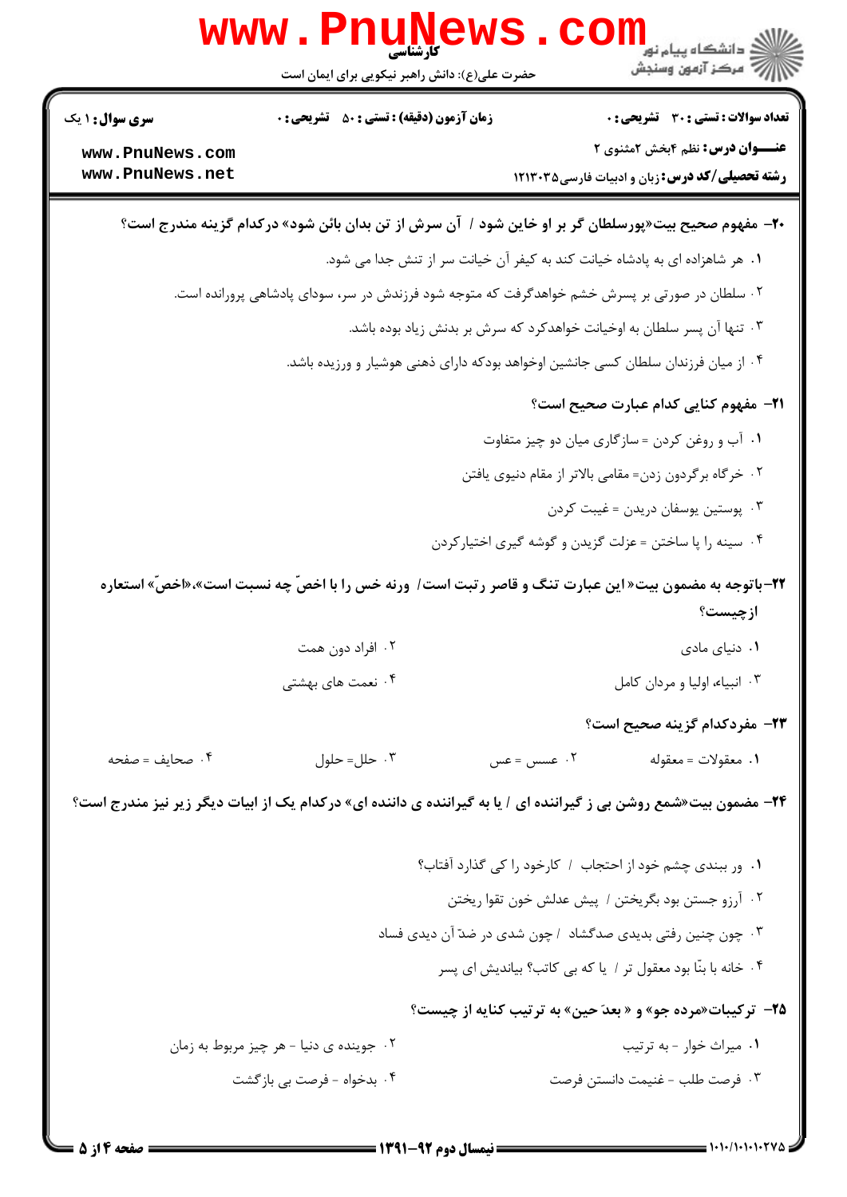**۲۰- مفهوم صحیح بیت«پورسلطان گر بر او خاین شود / آن سرش از تن بدان بائن شود» درکدام گزینه مندرج است؟**

۱. هر شاهزاده ای به پادشاه خیانت کند به کیفر آن خیانت سر از تنش جدا می شود.

۲. سلطان در صورتی بر پسرش خشم خواهدگرفت که متوجه شود فرزندش در سر، سودای پادشاهی پرورانده است.

۳. تنها آن پسر سلطان به اوخیانت خواهدکرد که سرش بر بدنش زیاد بوده باشد.

۴. از میان فرزندان سلطان کسی جانشین اوخواهد بودکه دارای ذهنی هوشیار و ورزیده باشد.

**۲۱- مفهوم کنایی کدام عبارت صحیح است؟**

۱. آب و روغن کردن = سازگاری میان دو چیز متفاوت

۲. خرگاه برگردون زدن= مقامی بالاتر از مقام دنیوی یافتن

۳. پوستین یوسفان دریدن = غیبت کردن

۴. سینه را پا ساختن = عزلت گزیدن و گوشه گیری اختیارکردن

**۲۲-باتوجه به مضمون بیت« این عبارت تنگ و قاصر رتبت است/ ورنه خس را با اخصّ چه نسبت است»،«اخصّ» استعاره ازچیست؟**

۱. دنیای مادی

۲. افراد دون همت

۳. انبیاء، اولیا و مردان کامل

۴. نعمت های بهشتی

**۲۳- مفردکدام گزینه صحیح است؟**

۱. معقولات = معقوله

۲. عسس = عس

۳. حلل= حلول

۴. صحایف = صفحه

**۲۴- مضمون بیت«شمع روشن بی ز گیراننده ای / یا به گیراننده ی داننده ای» درکدام یک از ابیات دیگر زیر نیز مندرج است؟**

۱. ور ببندی چشم خود از احتجاب / کارخود را کی گذارد آفتاب؟

۲. آرزو جستن بود بگریختن / پیش عدلش خون تقوا ریختن

۳. چون چنین رفتی بدیدی صدگشاد / چون شدی در ضدّ آن دیدی فساد

۴. خانه با بنّا بود معقول تر / یا که بی کاتب؟ بیاندیش ای پسر

**۲۵- ترکیبات«مرده جو» و « بعدَ حین» به ترتیب کنایه از چیست؟**

۱. میراث خوار - به ترتیب

۲. جوینده ی دنیا - هر چیز مربوط به زمان

۳. فرصت طلب - غنیمت دانستن فرصت

۴. بدخواه - فرصت بی بازگشت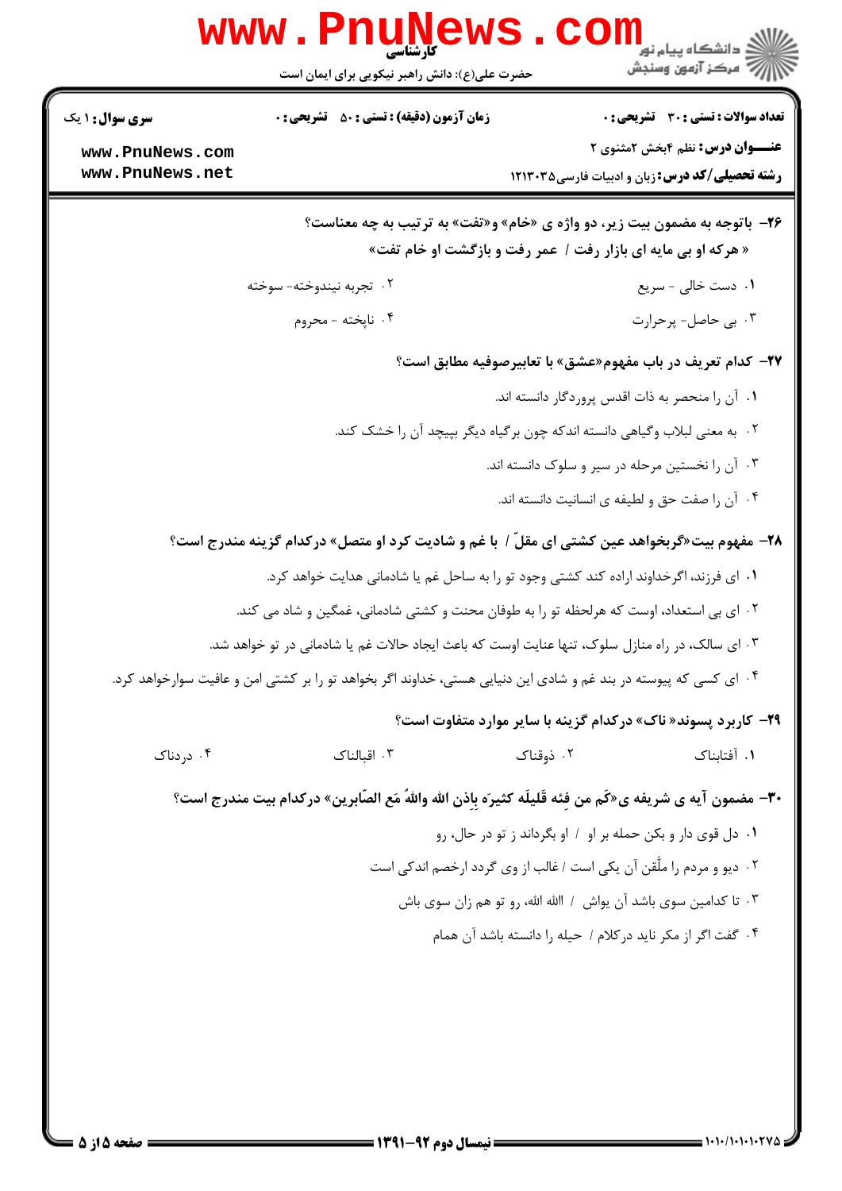۲۶- باتوجه به مضمون بیت زیر، دو واژه ی «خام» و«تفت» به ترتیب به چه معناست؟

«هرکه او بی مایه ای بازار رفت / عمر رفت و بازگشت او خام تفت»

۱. دست خالی - سریع

۲. تجربه نیندوخته- سوخته

۳. بی حاصل- پرحرارت

۴. ناپخته - محروم

۲۷- کدام تعریف در باب مفهوم«عشق» با تعابیرصوفیه مطابق است؟

۱. آن را منحصر به ذات اقدس پروردگار دانسته اند.

۲. به معنی لبلاب وگیاهی دانسته اندکه چون برگیاه دیگر بپیچد آن را خشک کند.

۳. آن را نخستین مرحله در سیر و سلوک دانسته اند.

۴. آن را صفت حق و لطیفه ی انسانیت دانسته اند.

۲۸- مفهوم بیت«گربخواهد عین کشتی ای مقلّ / با غم و شادیت کرد او متصل» درکدام گزینه مندرج است؟

۱. ای فرزند، اگرخداوند اراده کند کشتی وجود تو را به ساحل غم یا شادمانی هدایت خواهد کرد.

۲. ای بی استعداد، اوست که هرلحظه تو را به طوفان محنت و کشتی شادمانی، غمگین و شاد می کند.

۳. ای سالک، در راه منازل سلوک، تنها عنایت اوست که باعث ایجاد حالات غم یا شادمانی در تو خواهد شد.

۴. ای کسی که پیوسته در بند غم و شادی این دنیایی هستی، خداوند اگر بخواهد تو را بر کشتی امن و عافیت سوارخواهد کرد.

۲۹- کاربرد پسوند« ناک» درکدام گزینه با سایر موارد متفاوت است؟

۱. آفتابناک

۲. ذوقناک

۳. اقبالناک

۴. دردناک

۳۰- مضمون آیه ی شریفه ی«کَم من فِئه قَلیلَه کثیرَه بِإذن الله واللهُ مَع الصّابرین» درکدام بیت مندرج است؟

۱. دل قوی دار و بکن حمله بر او / او بگرداند ز تو در حال، رو

۲. دیو و مردم را ملَقّن آن یکی است / غالب از وی گردد ارخصم اندکی است

۳. تا کدامین سوی باشد آن یواش / الله الله، رو تو هم زان سوی باش

۴. گفت اگر از مکر ناید درکلام / حیله را دانسته باشد آن همام